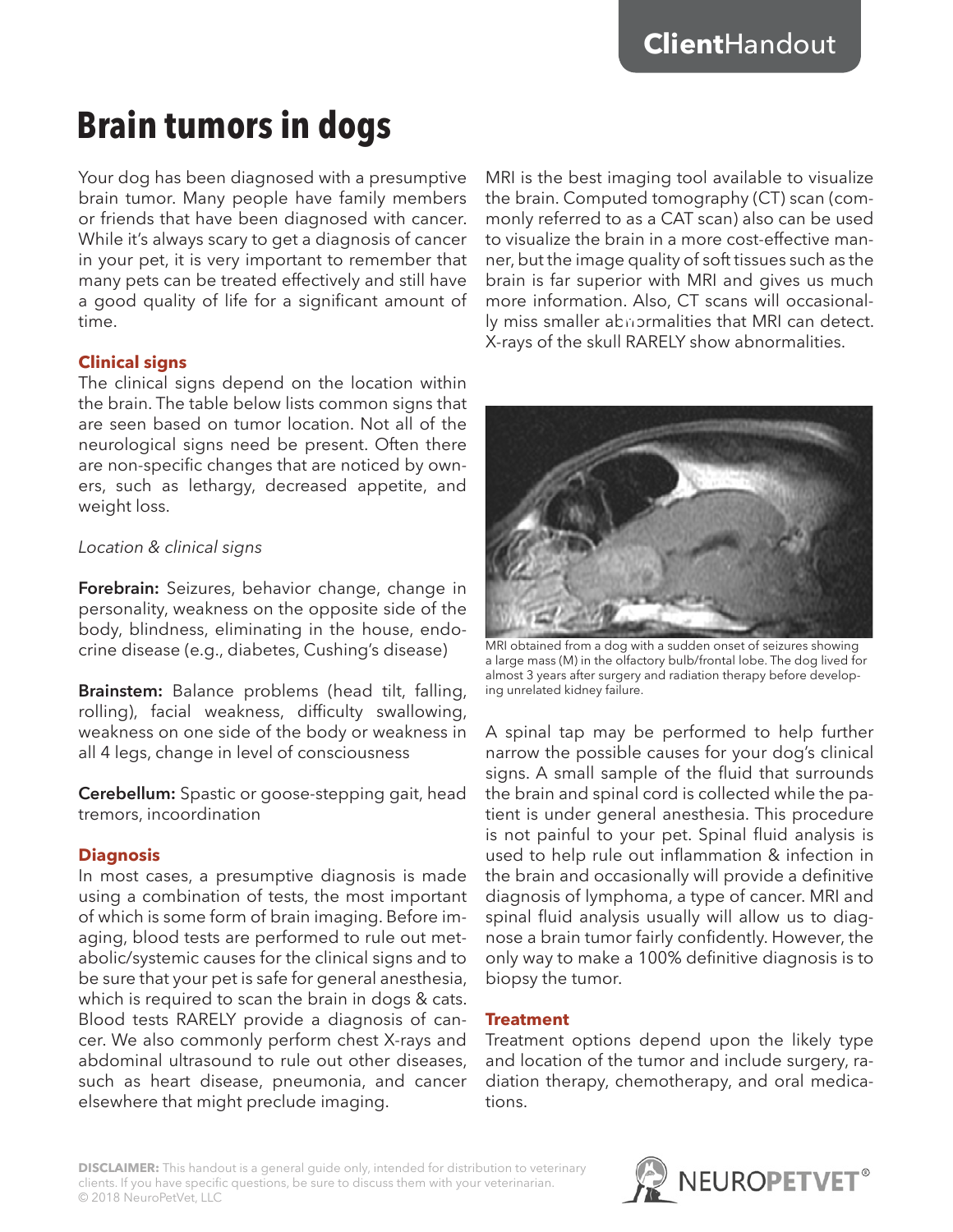# Brain tumors in dogs

Your dog has been diagnosed with a presumptive brain tumor. Many people have family members or friends that have been diagnosed with cancer. While it's always scary to get a diagnosis of cancer in your pet, it is very important to remember that many pets can be treated effectively and still have a good quality of life for a significant amount of time.

## Clinical signs

The clinical signs depend on the location within the brain. The table below lists common signs that are seen based on tumor location. Not all of the neurological signs need be present. Often there are non-specific changes that are noticed by owners, such as lethargy, decreased appetite, and weight loss.

*Location & clinical signs*

**Forebrain:** Seizures, behavior change, change in personality, weakness on the opposite side of the body, blindness, eliminating in the house, endocrine disease (e.g., diabetes, Cushing's disease)

**Brainstem:** Balance problems (head tilt, falling, rolling), facial weakness, difficulty swallowing, weakness on one side of the body or weakness in all 4 legs, change in level of consciousness

**Cerebellum:** Spastic or goose-stepping gait, head tremors, incoordination

## Diagnosis

In most cases, a presumptive diagnosis is made using a combination of tests, the most important of which is some form of brain imaging. Before imaging, blood tests are performed to rule out metabolic/systemic causes for the clinical signs and to be sure that your pet is safe for general anesthesia, which is required to scan the brain in dogs & cats. Blood tests RARELY provide a diagnosis of cancer. We also commonly perform chest X-rays and abdominal ultrasound to rule out other diseases, such as heart disease, pneumonia, and cancer elsewhere that might preclude imaging.

MRI is the best imaging tool available to visualize the brain. Computed tomography (CT) scan (commonly referred to as a CAT scan) also can be used to visualize the brain in a more cost-effective manner, but the image quality of soft tissues such as the brain is far superior with MRI and gives us much more information. Also, CT scans will occasionally miss smaller abnormalities that MRI can detect. X-rays of the skull RARELY show abnormalities.

MRI obtained from a dog with a sudden onset of seizures showing a large mass (M) in the olfactory bulb/frontal lobe. The dog lived for almost 3 years after surgery and radiation therapy before developing unrelated kidney failure.

A spinal tap may be performed to help further narrow the possible causes for your dog's clinical signs. A small sample of the fluid that surrounds the brain and spinal cord is collected while the patient is under general anesthesia. This procedure is not painful to your pet. Spinal fluid analysis is used to help rule out inflammation & infection in the brain and occasionally will provide a definitive diagnosis of lymphoma, a type of cancer. MRI and spinal fluid analysis usually will allow us to diagnose a brain tumor fairly confidently. However, the only way to make a 100% definitive diagnosis is to biopsy the tumor.

## Treatment

Treatment options depend upon the likely type and location of the tumor and include surgery, radiation therapy, chemotherapy, and oral medications.

**DISCLAIMER:** This handout is a general guide only, intended for distribution to veterinary clients. If you have specific questions, be sure to discuss them with your veterinarian.
© 2018 NeuroPetVet, LLC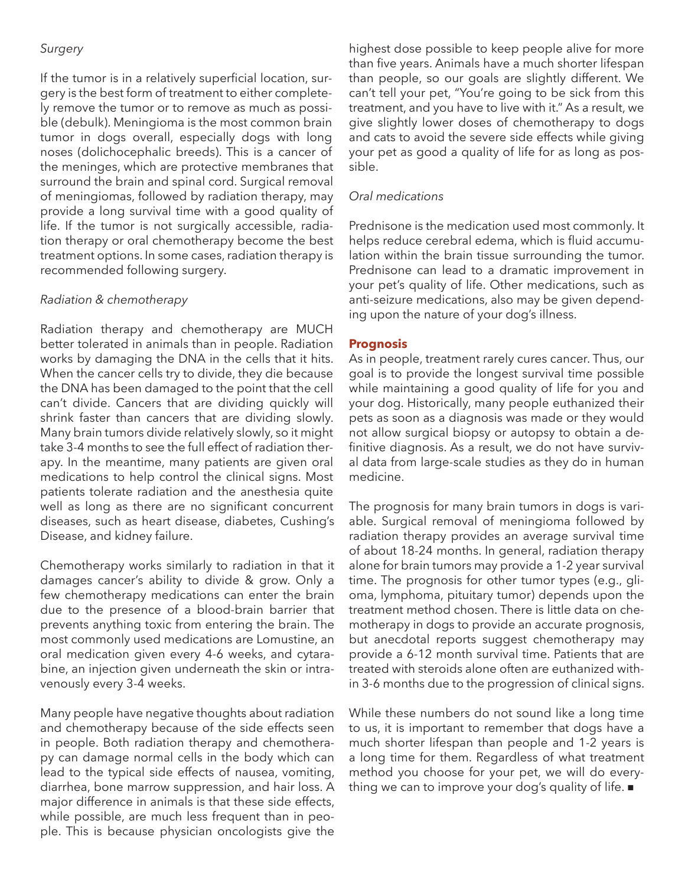### *Surgery*

If the tumor is in a relatively superficial location, surgery is the best form of treatment to either completely remove the tumor or to remove as much as possible (debulk). Meningioma is the most common brain tumor in dogs overall, especially dogs with long noses (dolichocephalic breeds). This is a cancer of the meninges, which are protective membranes that surround the brain and spinal cord. Surgical removal of meningiomas, followed by radiation therapy, may provide a long survival time with a good quality of life. If the tumor is not surgically accessible, radiation therapy or oral chemotherapy become the best treatment options. In some cases, radiation therapy is recommended following surgery.

### *Radiation & chemotherapy*

Radiation therapy and chemotherapy are MUCH better tolerated in animals than in people. Radiation works by damaging the DNA in the cells that it hits. When the cancer cells try to divide, they die because the DNA has been damaged to the point that the cell can't divide. Cancers that are dividing quickly will shrink faster than cancers that are dividing slowly. Many brain tumors divide relatively slowly, so it might take 3-4 months to see the full effect of radiation therapy. In the meantime, many patients are given oral medications to help control the clinical signs. Most patients tolerate radiation and the anesthesia quite well as long as there are no significant concurrent diseases, such as heart disease, diabetes, Cushing's Disease, and kidney failure.

Chemotherapy works similarly to radiation in that it damages cancer's ability to divide & grow. Only a few chemotherapy medications can enter the brain due to the presence of a blood-brain barrier that prevents anything toxic from entering the brain. The most commonly used medications are Lomustine, an oral medication given every 4-6 weeks, and cytarabine, an injection given underneath the skin or intravenously every 3-4 weeks.

Many people have negative thoughts about radiation and chemotherapy because of the side effects seen in people. Both radiation therapy and chemotherapy can damage normal cells in the body which can lead to the typical side effects of nausea, vomiting, diarrhea, bone marrow suppression, and hair loss. A major difference in animals is that these side effects, while possible, are much less frequent than in people. This is because physician oncologists give the highest dose possible to keep people alive for more than five years. Animals have a much shorter lifespan than people, so our goals are slightly different. We can't tell your pet, "You're going to be sick from this treatment, and you have to live with it." As a result, we give slightly lower doses of chemotherapy to dogs and cats to avoid the severe side effects while giving your pet as good a quality of life for as long as possible.

### *Oral medications*

Prednisone is the medication used most commonly. It helps reduce cerebral edema, which is fluid accumulation within the brain tissue surrounding the tumor. Prednisone can lead to a dramatic improvement in your pet's quality of life. Other medications, such as anti-seizure medications, also may be given depending upon the nature of your dog's illness.

## **Prognosis**

As in people, treatment rarely cures cancer. Thus, our goal is to provide the longest survival time possible while maintaining a good quality of life for you and your dog. Historically, many people euthanized their pets as soon as a diagnosis was made or they would not allow surgical biopsy or autopsy to obtain a definitive diagnosis. As a result, we do not have survival data from large-scale studies as they do in human medicine.

The prognosis for many brain tumors in dogs is variable. Surgical removal of meningioma followed by radiation therapy provides an average survival time of about 18-24 months. In general, radiation therapy alone for brain tumors may provide a 1-2 year survival time. The prognosis for other tumor types (e.g., glioma, lymphoma, pituitary tumor) depends upon the treatment method chosen. There is little data on chemotherapy in dogs to provide an accurate prognosis, but anecdotal reports suggest chemotherapy may provide a 6-12 month survival time. Patients that are treated with steroids alone often are euthanized within 3-6 months due to the progression of clinical signs.

While these numbers do not sound like a long time to us, it is important to remember that dogs have a much shorter lifespan than people and 1-2 years is a long time for them. Regardless of what treatment method you choose for your pet, we will do everything we can to improve your dog's quality of life. ■